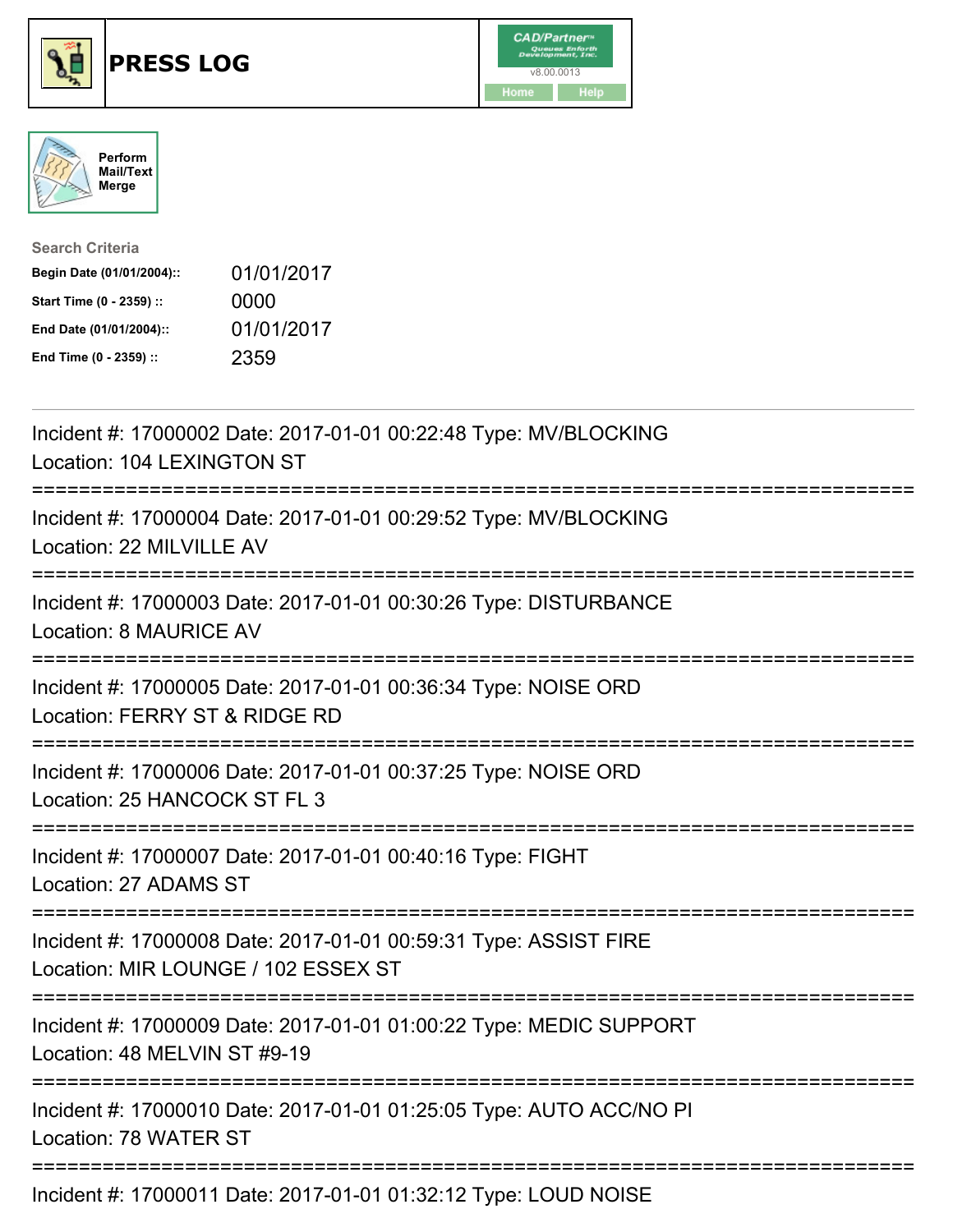# PRESS LOG

CAD/Partner
v8.00.0013
Home Help

Perform Mail/Text Merge

**Search Criteria**

| | |
|---|---|
| **Begin Date (01/01/2004)::** | 01/01/2017 |
| **Start Time (0 - 2359) ::** | 0000 |
| **End Date (01/01/2004)::** | 01/01/2017 |
| **End Time (0 - 2359) ::** | 2359 |

---

Incident #: 17000002 Date: 2017-01-01 00:22:48 Type: MV/BLOCKING
Location: 104 LEXINGTON ST

===========================================================================

Incident #: 17000004 Date: 2017-01-01 00:29:52 Type: MV/BLOCKING
Location: 22 MILVILLE AV

===========================================================================

Incident #: 17000003 Date: 2017-01-01 00:30:26 Type: DISTURBANCE
Location: 8 MAURICE AV

===========================================================================

Incident #: 17000005 Date: 2017-01-01 00:36:34 Type: NOISE ORD
Location: FERRY ST & RIDGE RD

===========================================================================

Incident #: 17000006 Date: 2017-01-01 00:37:25 Type: NOISE ORD
Location: 25 HANCOCK ST FL 3

===========================================================================

Incident #: 17000007 Date: 2017-01-01 00:40:16 Type: FIGHT
Location: 27 ADAMS ST

===========================================================================

Incident #: 17000008 Date: 2017-01-01 00:59:31 Type: ASSIST FIRE
Location: MIR LOUNGE / 102 ESSEX ST

===========================================================================

Incident #: 17000009 Date: 2017-01-01 01:00:22 Type: MEDIC SUPPORT
Location: 48 MELVIN ST #9-19

===========================================================================

Incident #: 17000010 Date: 2017-01-01 01:25:05 Type: AUTO ACC/NO PI
Location: 78 WATER ST

===========================================================================

Incident #: 17000011 Date: 2017-01-01 01:32:12 Type: LOUD NOISE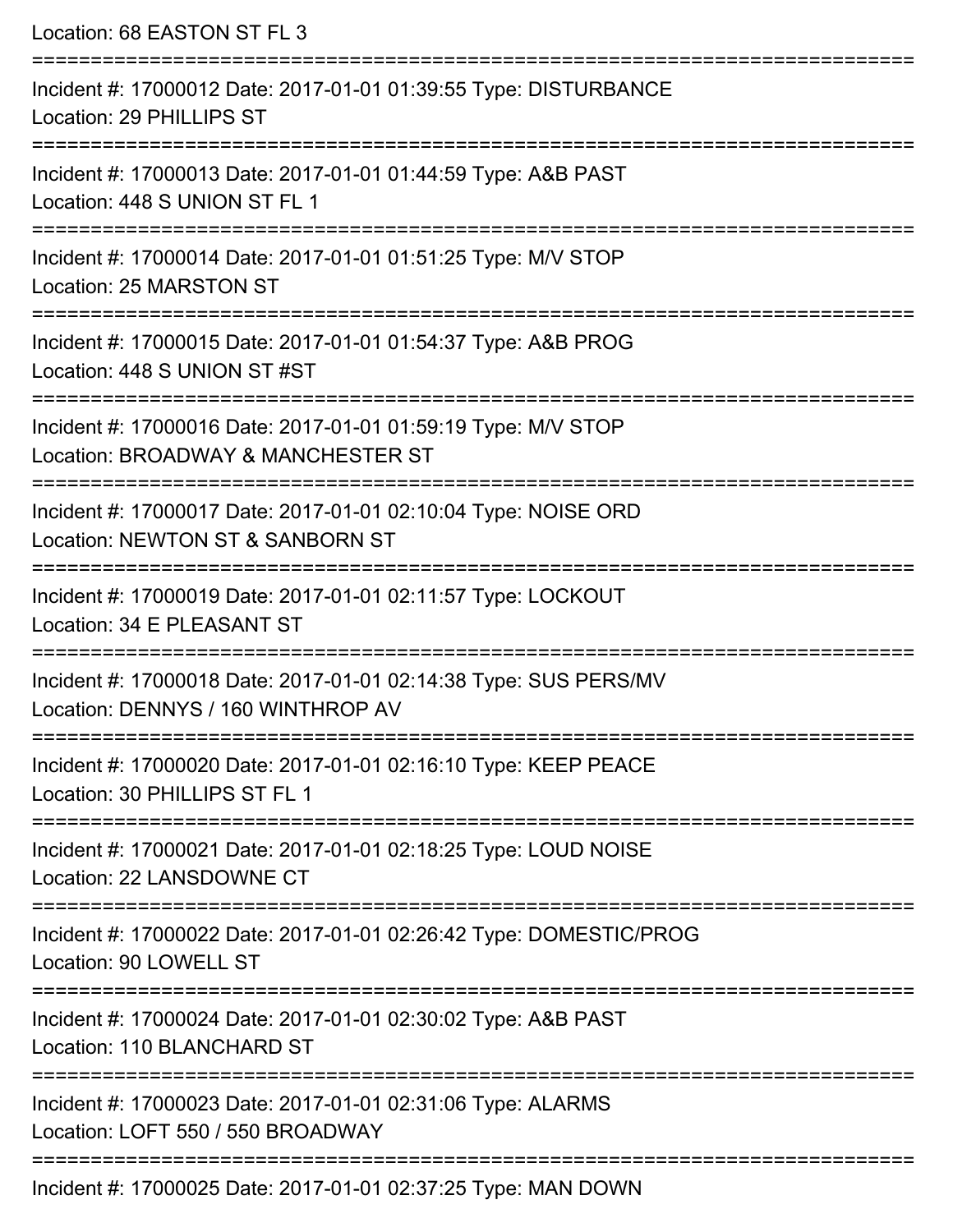Location: 68 EASTON ST FL 3

===========================================================================

Incident #: 17000012 Date: 2017-01-01 01:39:55 Type: DISTURBANCE
Location: 29 PHILLIPS ST

===========================================================================

Incident #: 17000013 Date: 2017-01-01 01:44:59 Type: A&B PAST
Location: 448 S UNION ST FL 1

===========================================================================

Incident #: 17000014 Date: 2017-01-01 01:51:25 Type: M/V STOP
Location: 25 MARSTON ST

===========================================================================

Incident #: 17000015 Date: 2017-01-01 01:54:37 Type: A&B PROG
Location: 448 S UNION ST #ST

===========================================================================

Incident #: 17000016 Date: 2017-01-01 01:59:19 Type: M/V STOP
Location: BROADWAY & MANCHESTER ST

===========================================================================

Incident #: 17000017 Date: 2017-01-01 02:10:04 Type: NOISE ORD
Location: NEWTON ST & SANBORN ST

===========================================================================

Incident #: 17000019 Date: 2017-01-01 02:11:57 Type: LOCKOUT
Location: 34 E PLEASANT ST

===========================================================================

Incident #: 17000018 Date: 2017-01-01 02:14:38 Type: SUS PERS/MV
Location: DENNYS / 160 WINTHROP AV

===========================================================================

Incident #: 17000020 Date: 2017-01-01 02:16:10 Type: KEEP PEACE
Location: 30 PHILLIPS ST FL 1

===========================================================================

Incident #: 17000021 Date: 2017-01-01 02:18:25 Type: LOUD NOISE
Location: 22 LANSDOWNE CT

===========================================================================

Incident #: 17000022 Date: 2017-01-01 02:26:42 Type: DOMESTIC/PROG
Location: 90 LOWELL ST

===========================================================================

Incident #: 17000024 Date: 2017-01-01 02:30:02 Type: A&B PAST
Location: 110 BLANCHARD ST

===========================================================================

Incident #: 17000023 Date: 2017-01-01 02:31:06 Type: ALARMS
Location: LOFT 550 / 550 BROADWAY

===========================================================================

Incident #: 17000025 Date: 2017-01-01 02:37:25 Type: MAN DOWN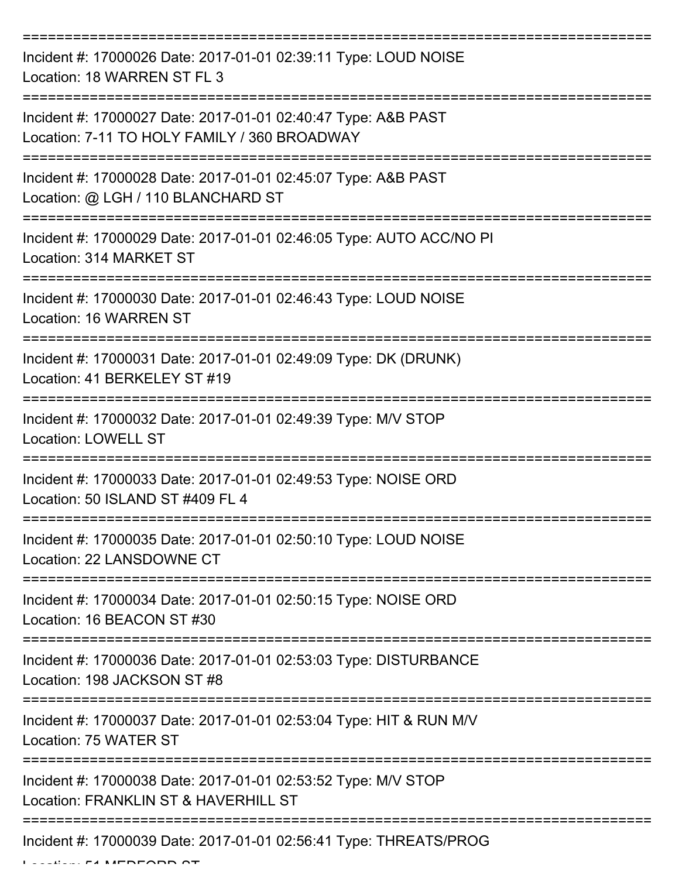===========================================================================

Incident #: 17000026 Date: 2017-01-01 02:39:11 Type: LOUD NOISE
Location: 18 WARREN ST FL 3

===========================================================================

Incident #: 17000027 Date: 2017-01-01 02:40:47 Type: A&B PAST
Location: 7-11 TO HOLY FAMILY / 360 BROADWAY

===========================================================================

Incident #: 17000028 Date: 2017-01-01 02:45:07 Type: A&B PAST
Location: @ LGH / 110 BLANCHARD ST

===========================================================================

Incident #: 17000029 Date: 2017-01-01 02:46:05 Type: AUTO ACC/NO PI
Location: 314 MARKET ST

===========================================================================

Incident #: 17000030 Date: 2017-01-01 02:46:43 Type: LOUD NOISE
Location: 16 WARREN ST

===========================================================================

Incident #: 17000031 Date: 2017-01-01 02:49:09 Type: DK (DRUNK)
Location: 41 BERKELEY ST #19

===========================================================================

Incident #: 17000032 Date: 2017-01-01 02:49:39 Type: M/V STOP
Location: LOWELL ST

===========================================================================

Incident #: 17000033 Date: 2017-01-01 02:49:53 Type: NOISE ORD
Location: 50 ISLAND ST #409 FL 4

===========================================================================

Incident #: 17000035 Date: 2017-01-01 02:50:10 Type: LOUD NOISE
Location: 22 LANSDOWNE CT

===========================================================================

Incident #: 17000034 Date: 2017-01-01 02:50:15 Type: NOISE ORD
Location: 16 BEACON ST #30

===========================================================================

Incident #: 17000036 Date: 2017-01-01 02:53:03 Type: DISTURBANCE
Location: 198 JACKSON ST #8

===========================================================================

Incident #: 17000037 Date: 2017-01-01 02:53:04 Type: HIT & RUN M/V
Location: 75 WATER ST

===========================================================================

Incident #: 17000038 Date: 2017-01-01 02:53:52 Type: M/V STOP
Location: FRANKLIN ST & HAVERHILL ST

===========================================================================

Incident #: 17000039 Date: 2017-01-01 02:56:41 Type: THREATS/PROG
Location: 51 MEDFORD ST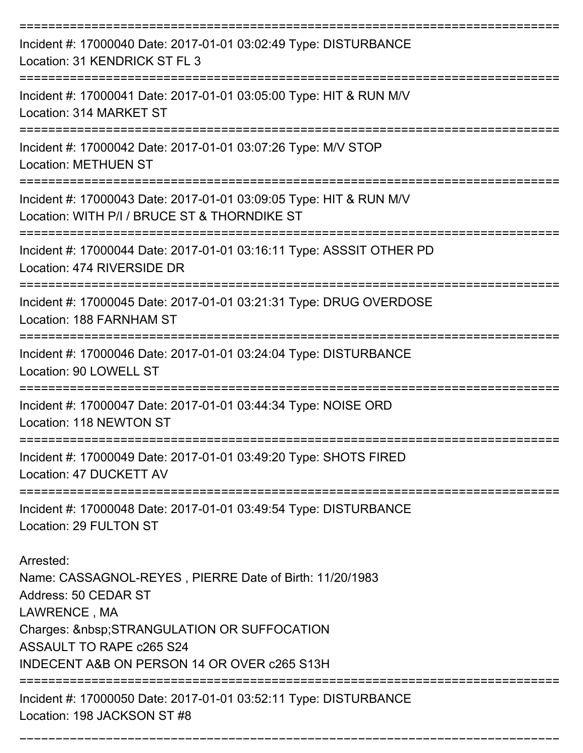===========================================================================

Incident #: 17000040 Date: 2017-01-01 03:02:49 Type: DISTURBANCE
Location: 31 KENDRICK ST FL 3

===========================================================================

Incident #: 17000041 Date: 2017-01-01 03:05:00 Type: HIT & RUN M/V
Location: 314 MARKET ST

===========================================================================

Incident #: 17000042 Date: 2017-01-01 03:07:26 Type: M/V STOP
Location: METHUEN ST

===========================================================================

Incident #: 17000043 Date: 2017-01-01 03:09:05 Type: HIT & RUN M/V
Location: WITH P/I / BRUCE ST & THORNDIKE ST

===========================================================================

Incident #: 17000044 Date: 2017-01-01 03:16:11 Type: ASSSIT OTHER PD
Location: 474 RIVERSIDE DR

===========================================================================

Incident #: 17000045 Date: 2017-01-01 03:21:31 Type: DRUG OVERDOSE
Location: 188 FARNHAM ST

===========================================================================

Incident #: 17000046 Date: 2017-01-01 03:24:04 Type: DISTURBANCE
Location: 90 LOWELL ST

===========================================================================

Incident #: 17000047 Date: 2017-01-01 03:44:34 Type: NOISE ORD
Location: 118 NEWTON ST

===========================================================================

Incident #: 17000049 Date: 2017-01-01 03:49:20 Type: SHOTS FIRED
Location: 47 DUCKETT AV

===========================================================================

Incident #: 17000048 Date: 2017-01-01 03:49:54 Type: DISTURBANCE
Location: 29 FULTON ST

Arrested:
Name: CASSAGNOL-REYES , PIERRE Date of Birth: 11/20/1983
Address: 50 CEDAR ST
LAWRENCE , MA
Charges: &nbsp;STRANGULATION OR SUFFOCATION
ASSAULT TO RAPE c265 S24
INDECENT A&B ON PERSON 14 OR OVER c265 S13H

===========================================================================

Incident #: 17000050 Date: 2017-01-01 03:52:11 Type: DISTURBANCE
Location: 198 JACKSON ST #8

===========================================================================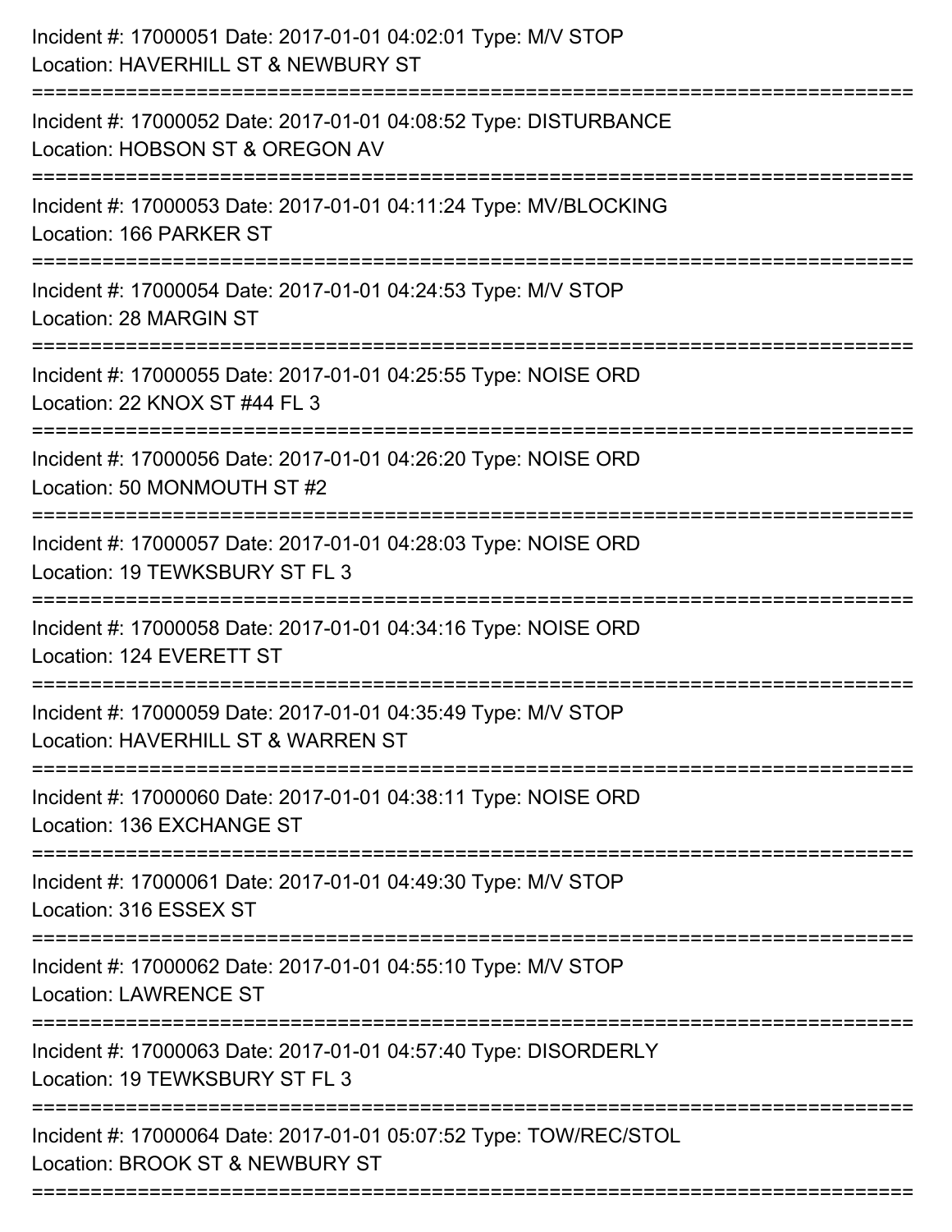Incident #: 17000051 Date: 2017-01-01 04:02:01 Type: M/V STOP
Location: HAVERHILL ST & NEWBURY ST

===========================================================================

Incident #: 17000052 Date: 2017-01-01 04:08:52 Type: DISTURBANCE
Location: HOBSON ST & OREGON AV

===========================================================================

Incident #: 17000053 Date: 2017-01-01 04:11:24 Type: MV/BLOCKING
Location: 166 PARKER ST

===========================================================================

Incident #: 17000054 Date: 2017-01-01 04:24:53 Type: M/V STOP
Location: 28 MARGIN ST

===========================================================================

Incident #: 17000055 Date: 2017-01-01 04:25:55 Type: NOISE ORD
Location: 22 KNOX ST #44 FL 3

===========================================================================

Incident #: 17000056 Date: 2017-01-01 04:26:20 Type: NOISE ORD
Location: 50 MONMOUTH ST #2

===========================================================================

Incident #: 17000057 Date: 2017-01-01 04:28:03 Type: NOISE ORD
Location: 19 TEWKSBURY ST FL 3

===========================================================================

Incident #: 17000058 Date: 2017-01-01 04:34:16 Type: NOISE ORD
Location: 124 EVERETT ST

===========================================================================

Incident #: 17000059 Date: 2017-01-01 04:35:49 Type: M/V STOP
Location: HAVERHILL ST & WARREN ST

===========================================================================

Incident #: 17000060 Date: 2017-01-01 04:38:11 Type: NOISE ORD
Location: 136 EXCHANGE ST

===========================================================================

Incident #: 17000061 Date: 2017-01-01 04:49:30 Type: M/V STOP
Location: 316 ESSEX ST

===========================================================================

Incident #: 17000062 Date: 2017-01-01 04:55:10 Type: M/V STOP
Location: LAWRENCE ST

===========================================================================

Incident #: 17000063 Date: 2017-01-01 04:57:40 Type: DISORDERLY
Location: 19 TEWKSBURY ST FL 3

===========================================================================

Incident #: 17000064 Date: 2017-01-01 05:07:52 Type: TOW/REC/STOL
Location: BROOK ST & NEWBURY ST

===========================================================================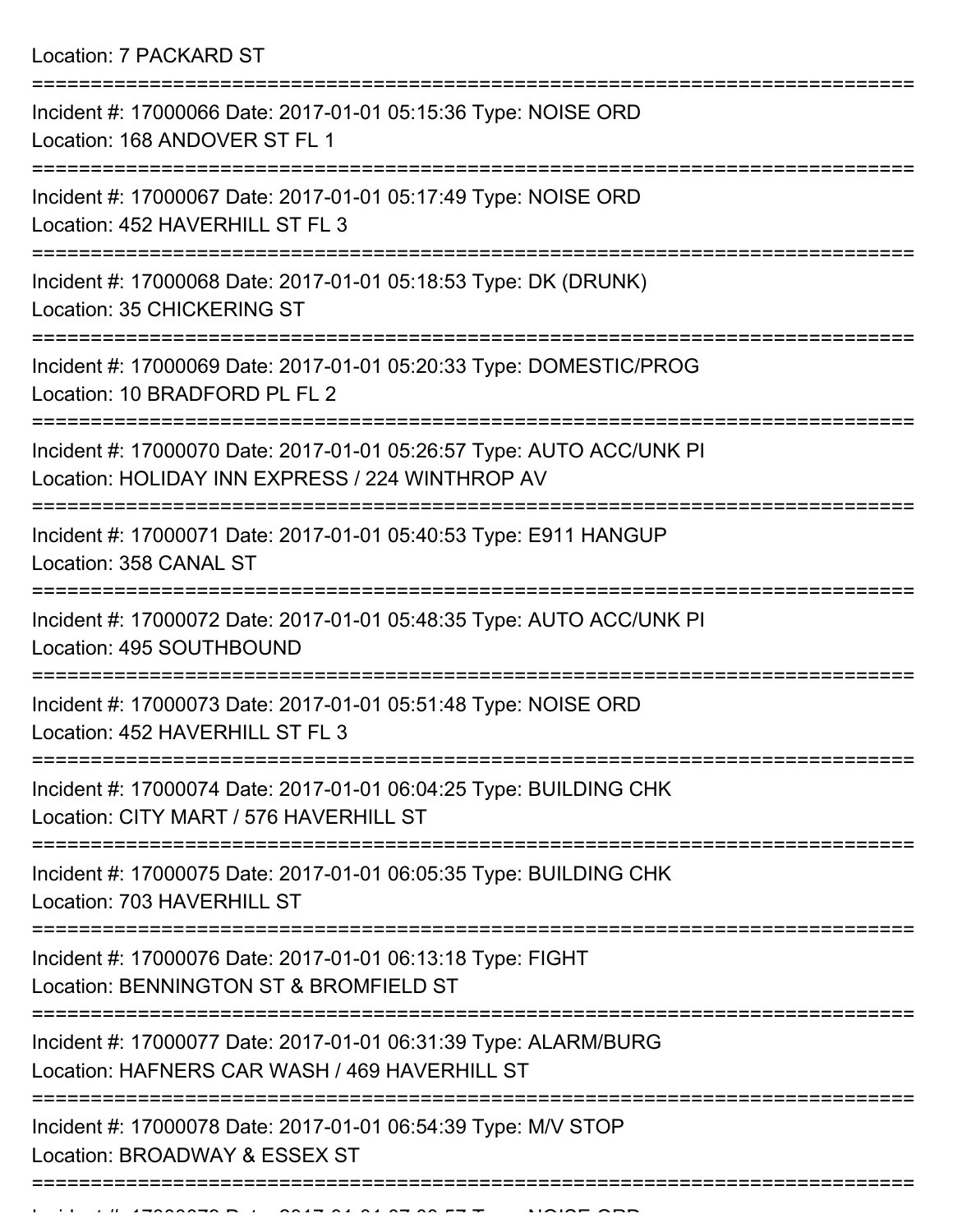Location: 7 PACKARD ST

===========================================================================

Incident #: 17000066 Date: 2017-01-01 05:15:36 Type: NOISE ORD
Location: 168 ANDOVER ST FL 1

===========================================================================

Incident #: 17000067 Date: 2017-01-01 05:17:49 Type: NOISE ORD
Location: 452 HAVERHILL ST FL 3

===========================================================================

Incident #: 17000068 Date: 2017-01-01 05:18:53 Type: DK (DRUNK)
Location: 35 CHICKERING ST

===========================================================================

Incident #: 17000069 Date: 2017-01-01 05:20:33 Type: DOMESTIC/PROG
Location: 10 BRADFORD PL FL 2

===========================================================================

Incident #: 17000070 Date: 2017-01-01 05:26:57 Type: AUTO ACC/UNK PI
Location: HOLIDAY INN EXPRESS / 224 WINTHROP AV

===========================================================================

Incident #: 17000071 Date: 2017-01-01 05:40:53 Type: E911 HANGUP
Location: 358 CANAL ST

===========================================================================

Incident #: 17000072 Date: 2017-01-01 05:48:35 Type: AUTO ACC/UNK PI
Location: 495 SOUTHBOUND

===========================================================================

Incident #: 17000073 Date: 2017-01-01 05:51:48 Type: NOISE ORD
Location: 452 HAVERHILL ST FL 3

===========================================================================

Incident #: 17000074 Date: 2017-01-01 06:04:25 Type: BUILDING CHK
Location: CITY MART / 576 HAVERHILL ST

===========================================================================

Incident #: 17000075 Date: 2017-01-01 06:05:35 Type: BUILDING CHK
Location: 703 HAVERHILL ST

===========================================================================

Incident #: 17000076 Date: 2017-01-01 06:13:18 Type: FIGHT
Location: BENNINGTON ST & BROMFIELD ST

===========================================================================

Incident #: 17000077 Date: 2017-01-01 06:31:39 Type: ALARM/BURG
Location: HAFNERS CAR WASH / 469 HAVERHILL ST

===========================================================================

Incident #: 17000078 Date: 2017-01-01 06:54:39 Type: M/V STOP
Location: BROADWAY & ESSEX ST

===========================================================================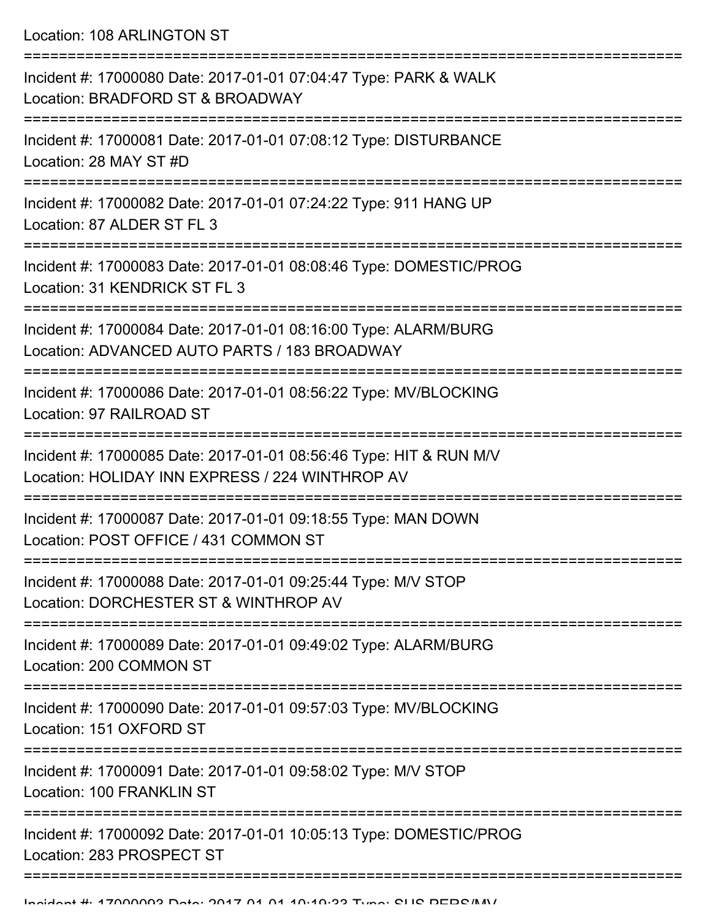Location: 108 ARLINGTON ST

===========================================================================

Incident #: 17000080 Date: 2017-01-01 07:04:47 Type: PARK & WALK
Location: BRADFORD ST & BROADWAY

===========================================================================

Incident #: 17000081 Date: 2017-01-01 07:08:12 Type: DISTURBANCE
Location: 28 MAY ST #D

===========================================================================

Incident #: 17000082 Date: 2017-01-01 07:24:22 Type: 911 HANG UP
Location: 87 ALDER ST FL 3

===========================================================================

Incident #: 17000083 Date: 2017-01-01 08:08:46 Type: DOMESTIC/PROG
Location: 31 KENDRICK ST FL 3

===========================================================================

Incident #: 17000084 Date: 2017-01-01 08:16:00 Type: ALARM/BURG
Location: ADVANCED AUTO PARTS / 183 BROADWAY

===========================================================================

Incident #: 17000086 Date: 2017-01-01 08:56:22 Type: MV/BLOCKING
Location: 97 RAILROAD ST

===========================================================================

Incident #: 17000085 Date: 2017-01-01 08:56:46 Type: HIT & RUN M/V
Location: HOLIDAY INN EXPRESS / 224 WINTHROP AV

===========================================================================

Incident #: 17000087 Date: 2017-01-01 09:18:55 Type: MAN DOWN
Location: POST OFFICE / 431 COMMON ST

===========================================================================

Incident #: 17000088 Date: 2017-01-01 09:25:44 Type: M/V STOP
Location: DORCHESTER ST & WINTHROP AV

===========================================================================

Incident #: 17000089 Date: 2017-01-01 09:49:02 Type: ALARM/BURG
Location: 200 COMMON ST

===========================================================================

Incident #: 17000090 Date: 2017-01-01 09:57:03 Type: MV/BLOCKING
Location: 151 OXFORD ST

===========================================================================

Incident #: 17000091 Date: 2017-01-01 09:58:02 Type: M/V STOP
Location: 100 FRANKLIN ST

===========================================================================

Incident #: 17000092 Date: 2017-01-01 10:05:13 Type: DOMESTIC/PROG
Location: 283 PROSPECT ST

===========================================================================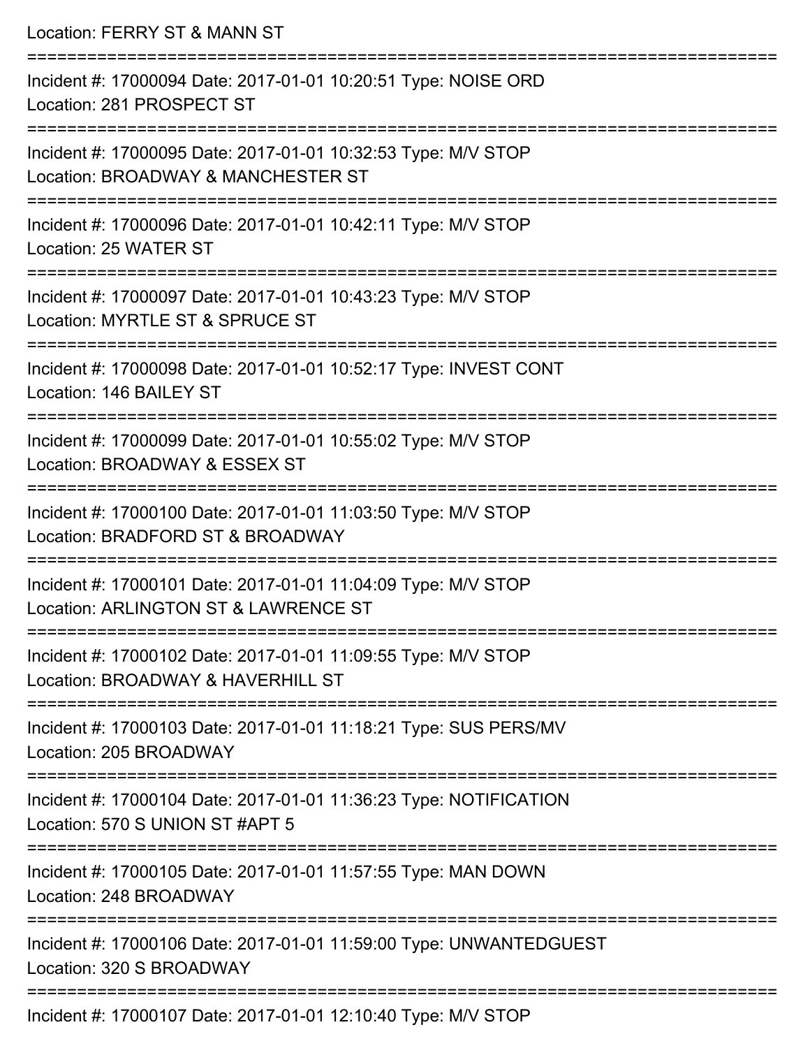Location: FERRY ST & MANN ST

===========================================================================

Incident #: 17000094 Date: 2017-01-01 10:20:51 Type: NOISE ORD
Location: 281 PROSPECT ST

===========================================================================

Incident #: 17000095 Date: 2017-01-01 10:32:53 Type: M/V STOP
Location: BROADWAY & MANCHESTER ST

===========================================================================

Incident #: 17000096 Date: 2017-01-01 10:42:11 Type: M/V STOP
Location: 25 WATER ST

===========================================================================

Incident #: 17000097 Date: 2017-01-01 10:43:23 Type: M/V STOP
Location: MYRTLE ST & SPRUCE ST

===========================================================================

Incident #: 17000098 Date: 2017-01-01 10:52:17 Type: INVEST CONT
Location: 146 BAILEY ST

===========================================================================

Incident #: 17000099 Date: 2017-01-01 10:55:02 Type: M/V STOP
Location: BROADWAY & ESSEX ST

===========================================================================

Incident #: 17000100 Date: 2017-01-01 11:03:50 Type: M/V STOP
Location: BRADFORD ST & BROADWAY

===========================================================================

Incident #: 17000101 Date: 2017-01-01 11:04:09 Type: M/V STOP
Location: ARLINGTON ST & LAWRENCE ST

===========================================================================

Incident #: 17000102 Date: 2017-01-01 11:09:55 Type: M/V STOP
Location: BROADWAY & HAVERHILL ST

===========================================================================

Incident #: 17000103 Date: 2017-01-01 11:18:21 Type: SUS PERS/MV
Location: 205 BROADWAY

===========================================================================

Incident #: 17000104 Date: 2017-01-01 11:36:23 Type: NOTIFICATION
Location: 570 S UNION ST #APT 5

===========================================================================

Incident #: 17000105 Date: 2017-01-01 11:57:55 Type: MAN DOWN
Location: 248 BROADWAY

===========================================================================

Incident #: 17000106 Date: 2017-01-01 11:59:00 Type: UNWANTEDGUEST
Location: 320 S BROADWAY

===========================================================================

Incident #: 17000107 Date: 2017-01-01 12:10:40 Type: M/V STOP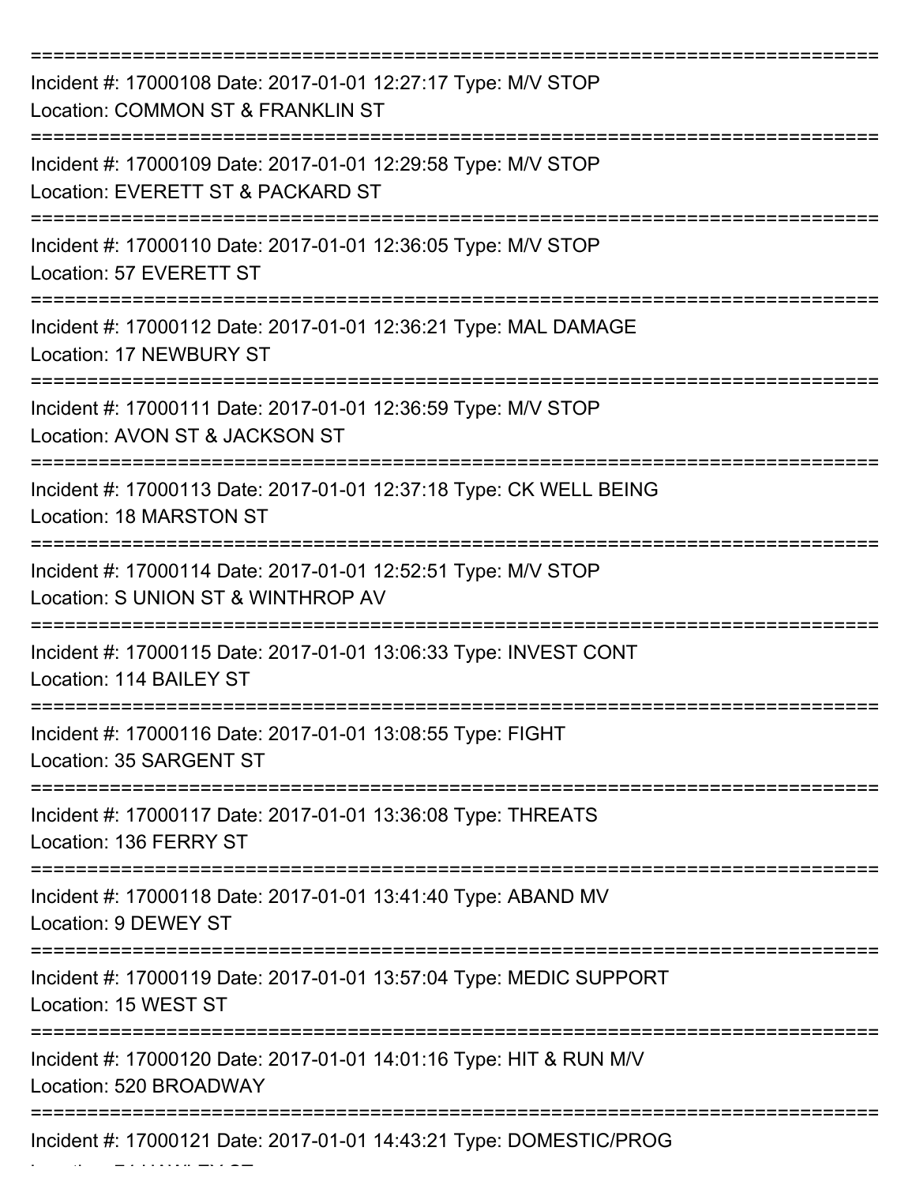===========================================================================

Incident #: 17000108 Date: 2017-01-01 12:27:17 Type: M/V STOP
Location: COMMON ST & FRANKLIN ST

===========================================================================

Incident #: 17000109 Date: 2017-01-01 12:29:58 Type: M/V STOP
Location: EVERETT ST & PACKARD ST

===========================================================================

Incident #: 17000110 Date: 2017-01-01 12:36:05 Type: M/V STOP
Location: 57 EVERETT ST

===========================================================================

Incident #: 17000112 Date: 2017-01-01 12:36:21 Type: MAL DAMAGE
Location: 17 NEWBURY ST

===========================================================================

Incident #: 17000111 Date: 2017-01-01 12:36:59 Type: M/V STOP
Location: AVON ST & JACKSON ST

===========================================================================

Incident #: 17000113 Date: 2017-01-01 12:37:18 Type: CK WELL BEING
Location: 18 MARSTON ST

===========================================================================

Incident #: 17000114 Date: 2017-01-01 12:52:51 Type: M/V STOP
Location: S UNION ST & WINTHROP AV

===========================================================================

Incident #: 17000115 Date: 2017-01-01 13:06:33 Type: INVEST CONT
Location: 114 BAILEY ST

===========================================================================

Incident #: 17000116 Date: 2017-01-01 13:08:55 Type: FIGHT
Location: 35 SARGENT ST

===========================================================================

Incident #: 17000117 Date: 2017-01-01 13:36:08 Type: THREATS
Location: 136 FERRY ST

===========================================================================

Incident #: 17000118 Date: 2017-01-01 13:41:40 Type: ABAND MV
Location: 9 DEWEY ST

===========================================================================

Incident #: 17000119 Date: 2017-01-01 13:57:04 Type: MEDIC SUPPORT
Location: 15 WEST ST

===========================================================================

Incident #: 17000120 Date: 2017-01-01 14:01:16 Type: HIT & RUN M/V
Location: 520 BROADWAY

===========================================================================

Incident #: 17000121 Date: 2017-01-01 14:43:21 Type: DOMESTIC/PROG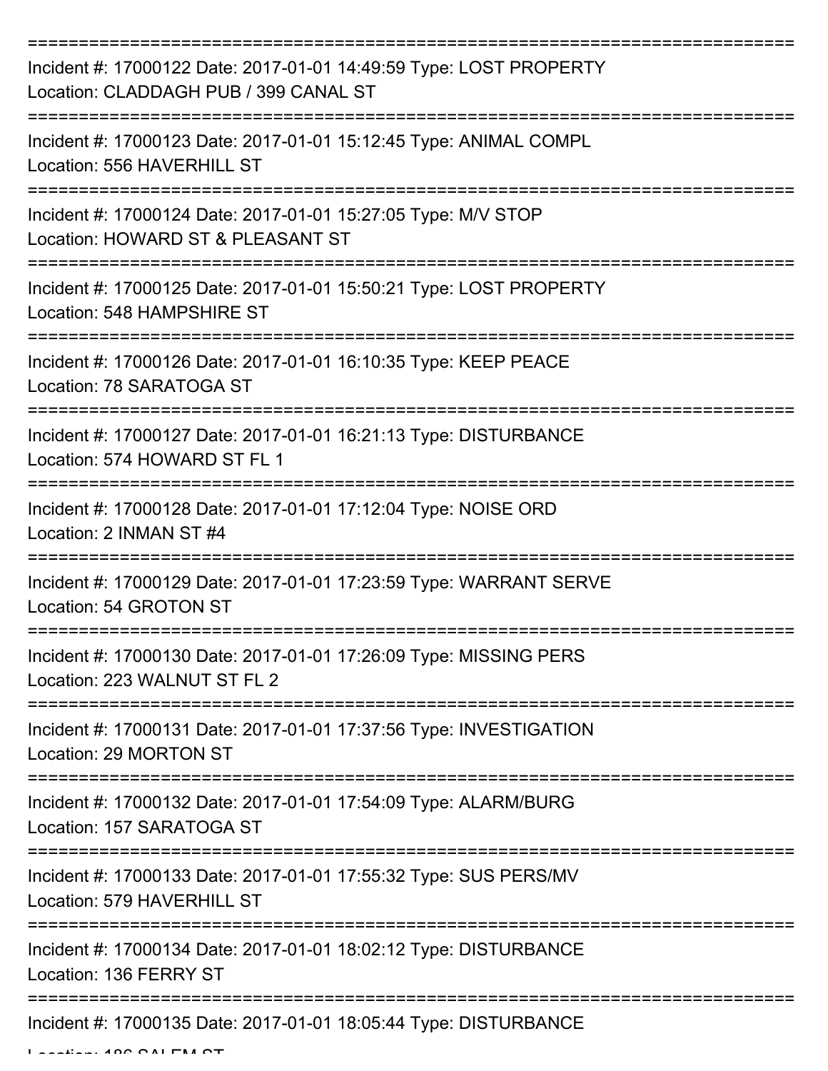===========================================================================

Incident #: 17000122 Date: 2017-01-01 14:49:59 Type: LOST PROPERTY
Location: CLADDAGH PUB / 399 CANAL ST

===========================================================================

Incident #: 17000123 Date: 2017-01-01 15:12:45 Type: ANIMAL COMPL
Location: 556 HAVERHILL ST

===========================================================================

Incident #: 17000124 Date: 2017-01-01 15:27:05 Type: M/V STOP
Location: HOWARD ST & PLEASANT ST

===========================================================================

Incident #: 17000125 Date: 2017-01-01 15:50:21 Type: LOST PROPERTY
Location: 548 HAMPSHIRE ST

===========================================================================

Incident #: 17000126 Date: 2017-01-01 16:10:35 Type: KEEP PEACE
Location: 78 SARATOGA ST

===========================================================================

Incident #: 17000127 Date: 2017-01-01 16:21:13 Type: DISTURBANCE
Location: 574 HOWARD ST FL 1

===========================================================================

Incident #: 17000128 Date: 2017-01-01 17:12:04 Type: NOISE ORD
Location: 2 INMAN ST #4

===========================================================================

Incident #: 17000129 Date: 2017-01-01 17:23:59 Type: WARRANT SERVE
Location: 54 GROTON ST

===========================================================================

Incident #: 17000130 Date: 2017-01-01 17:26:09 Type: MISSING PERS
Location: 223 WALNUT ST FL 2

===========================================================================

Incident #: 17000131 Date: 2017-01-01 17:37:56 Type: INVESTIGATION
Location: 29 MORTON ST

===========================================================================

Incident #: 17000132 Date: 2017-01-01 17:54:09 Type: ALARM/BURG
Location: 157 SARATOGA ST

===========================================================================

Incident #: 17000133 Date: 2017-01-01 17:55:32 Type: SUS PERS/MV
Location: 579 HAVERHILL ST

===========================================================================

Incident #: 17000134 Date: 2017-01-01 18:02:12 Type: DISTURBANCE
Location: 136 FERRY ST

===========================================================================

Incident #: 17000135 Date: 2017-01-01 18:05:44 Type: DISTURBANCE
Location: 186 SALEM ST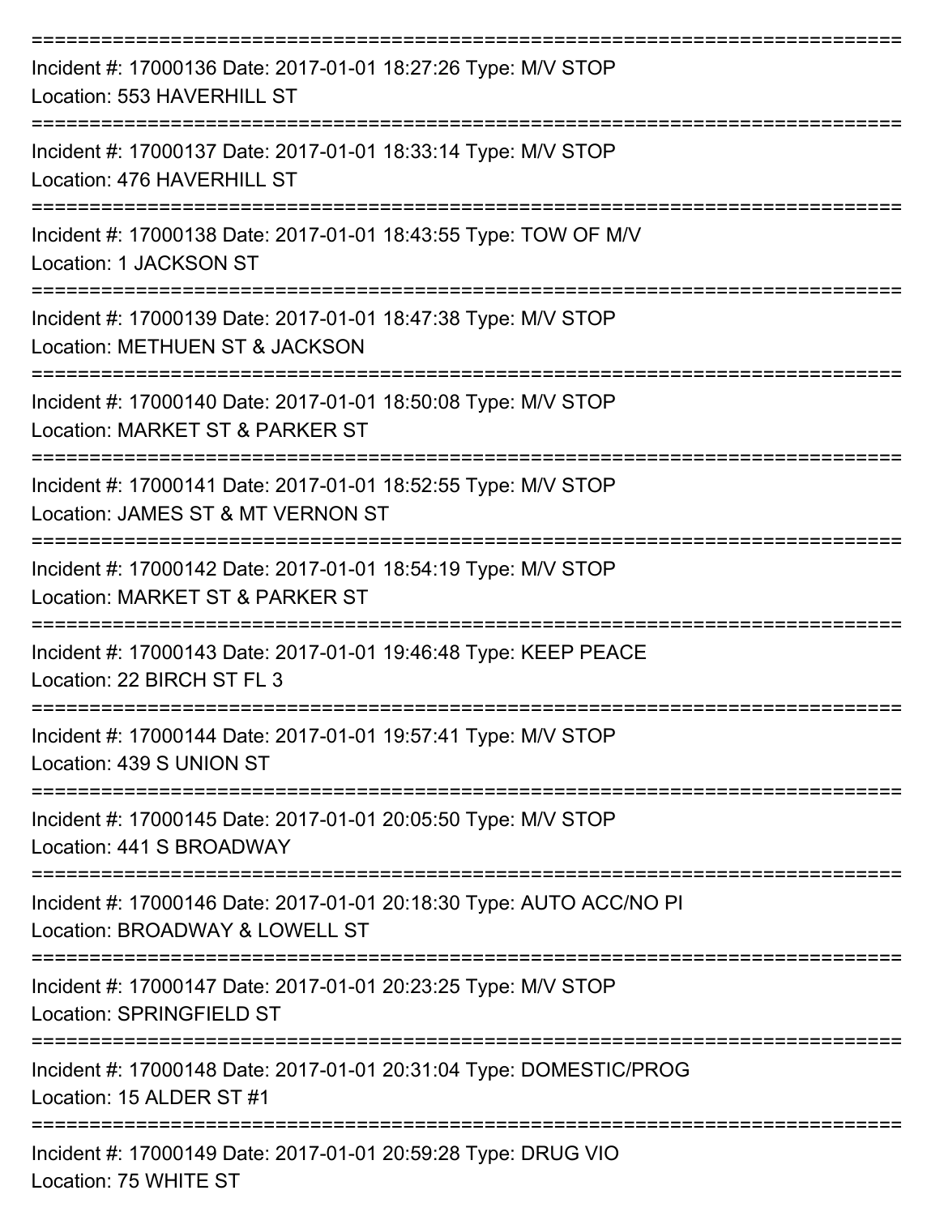===========================================================================

Incident #: 17000136 Date: 2017-01-01 18:27:26 Type: M/V STOP

Location: 553 HAVERHILL ST

===========================================================================

Incident #: 17000137 Date: 2017-01-01 18:33:14 Type: M/V STOP

Location: 476 HAVERHILL ST

===========================================================================

Incident #: 17000138 Date: 2017-01-01 18:43:55 Type: TOW OF M/V

Location: 1 JACKSON ST

===========================================================================

Incident #: 17000139 Date: 2017-01-01 18:47:38 Type: M/V STOP

Location: METHUEN ST & JACKSON

===========================================================================

Incident #: 17000140 Date: 2017-01-01 18:50:08 Type: M/V STOP

Location: MARKET ST & PARKER ST

===========================================================================

Incident #: 17000141 Date: 2017-01-01 18:52:55 Type: M/V STOP

Location: JAMES ST & MT VERNON ST

===========================================================================

Incident #: 17000142 Date: 2017-01-01 18:54:19 Type: M/V STOP

Location: MARKET ST & PARKER ST

===========================================================================

Incident #: 17000143 Date: 2017-01-01 19:46:48 Type: KEEP PEACE

Location: 22 BIRCH ST FL 3

===========================================================================

Incident #: 17000144 Date: 2017-01-01 19:57:41 Type: M/V STOP

Location: 439 S UNION ST

===========================================================================

Incident #: 17000145 Date: 2017-01-01 20:05:50 Type: M/V STOP

Location: 441 S BROADWAY

===========================================================================

Incident #: 17000146 Date: 2017-01-01 20:18:30 Type: AUTO ACC/NO PI

Location: BROADWAY & LOWELL ST

===========================================================================

Incident #: 17000147 Date: 2017-01-01 20:23:25 Type: M/V STOP

Location: SPRINGFIELD ST

===========================================================================

Incident #: 17000148 Date: 2017-01-01 20:31:04 Type: DOMESTIC/PROG

Location: 15 ALDER ST #1

===========================================================================

Incident #: 17000149 Date: 2017-01-01 20:59:28 Type: DRUG VIO

Location: 75 WHITE ST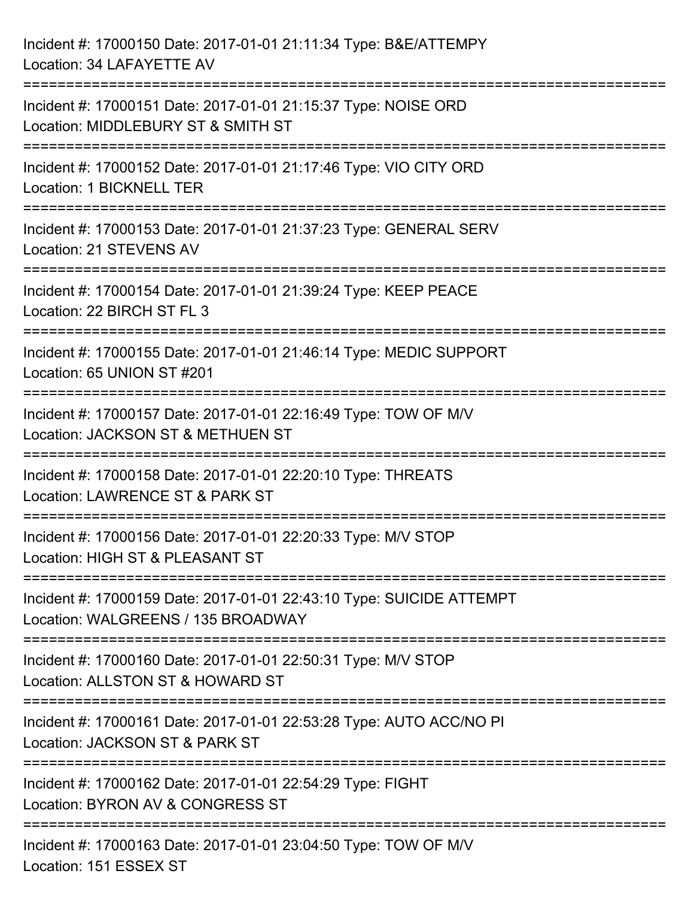Incident #: 17000150 Date: 2017-01-01 21:11:34 Type: B&E/ATTEMPY
Location: 34 LAFAYETTE AV

===========================================================================

Incident #: 17000151 Date: 2017-01-01 21:15:37 Type: NOISE ORD
Location: MIDDLEBURY ST & SMITH ST

===========================================================================

Incident #: 17000152 Date: 2017-01-01 21:17:46 Type: VIO CITY ORD
Location: 1 BICKNELL TER

===========================================================================

Incident #: 17000153 Date: 2017-01-01 21:37:23 Type: GENERAL SERV
Location: 21 STEVENS AV

===========================================================================

Incident #: 17000154 Date: 2017-01-01 21:39:24 Type: KEEP PEACE
Location: 22 BIRCH ST FL 3

===========================================================================

Incident #: 17000155 Date: 2017-01-01 21:46:14 Type: MEDIC SUPPORT
Location: 65 UNION ST #201

===========================================================================

Incident #: 17000157 Date: 2017-01-01 22:16:49 Type: TOW OF M/V
Location: JACKSON ST & METHUEN ST

===========================================================================

Incident #: 17000158 Date: 2017-01-01 22:20:10 Type: THREATS
Location: LAWRENCE ST & PARK ST

===========================================================================

Incident #: 17000156 Date: 2017-01-01 22:20:33 Type: M/V STOP
Location: HIGH ST & PLEASANT ST

===========================================================================

Incident #: 17000159 Date: 2017-01-01 22:43:10 Type: SUICIDE ATTEMPT
Location: WALGREENS / 135 BROADWAY

===========================================================================

Incident #: 17000160 Date: 2017-01-01 22:50:31 Type: M/V STOP
Location: ALLSTON ST & HOWARD ST

===========================================================================

Incident #: 17000161 Date: 2017-01-01 22:53:28 Type: AUTO ACC/NO PI
Location: JACKSON ST & PARK ST

===========================================================================

Incident #: 17000162 Date: 2017-01-01 22:54:29 Type: FIGHT
Location: BYRON AV & CONGRESS ST

===========================================================================

Incident #: 17000163 Date: 2017-01-01 23:04:50 Type: TOW OF M/V
Location: 151 ESSEX ST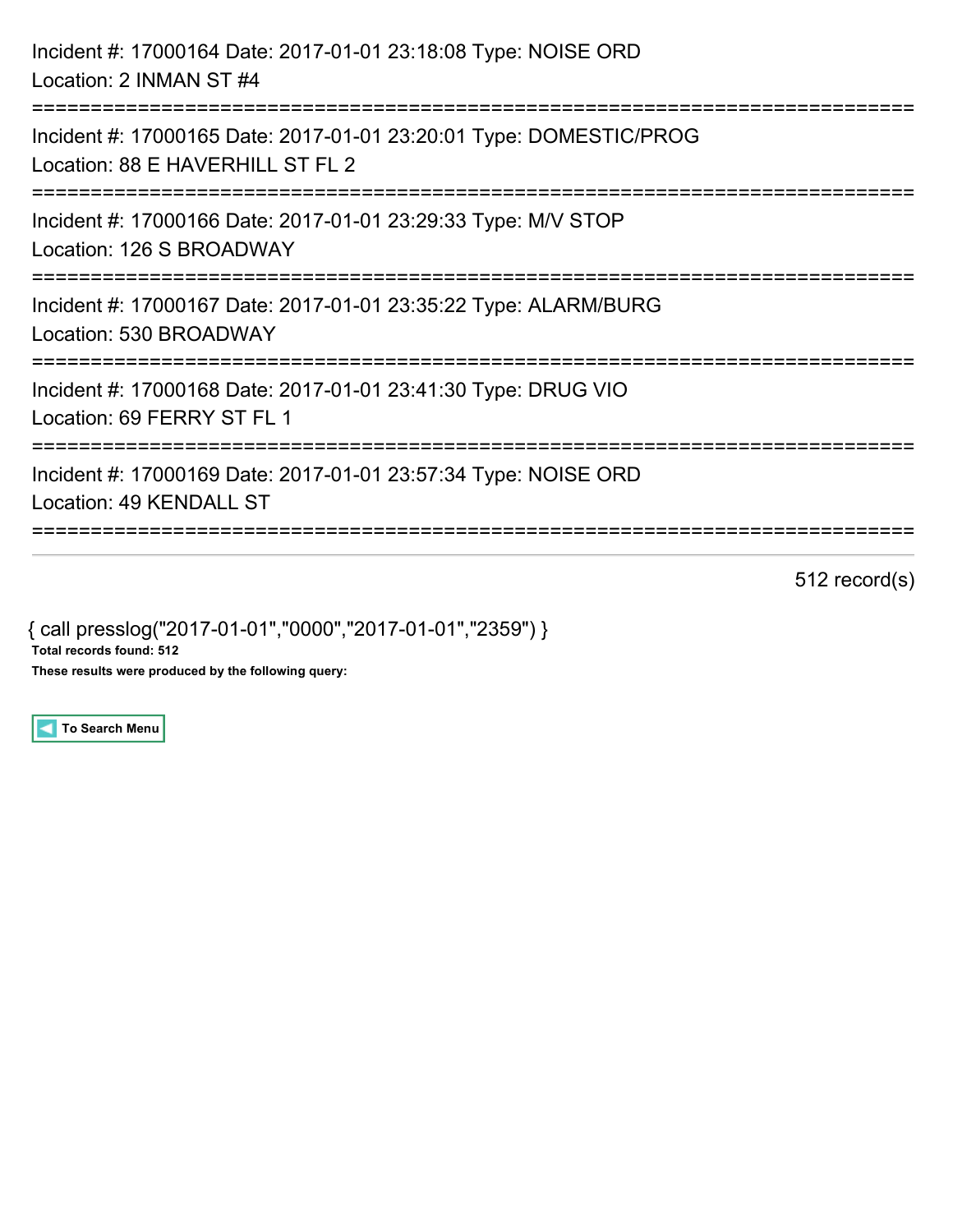Incident #: 17000164 Date: 2017-01-01 23:18:08 Type: NOISE ORD
Location: 2 INMAN ST #4

===========================================================================

Incident #: 17000165 Date: 2017-01-01 23:20:01 Type: DOMESTIC/PROG
Location: 88 E HAVERHILL ST FL 2

===========================================================================

Incident #: 17000166 Date: 2017-01-01 23:29:33 Type: M/V STOP
Location: 126 S BROADWAY

===========================================================================

Incident #: 17000167 Date: 2017-01-01 23:35:22 Type: ALARM/BURG
Location: 530 BROADWAY

===========================================================================

Incident #: 17000168 Date: 2017-01-01 23:41:30 Type: DRUG VIO
Location: 69 FERRY ST FL 1

===========================================================================

Incident #: 17000169 Date: 2017-01-01 23:57:34 Type: NOISE ORD
Location: 49 KENDALL ST

===========================================================================

512 record(s)

{ call presslog("2017-01-01","0000","2017-01-01","2359") }

**Total records found: 512**

**These results were produced by the following query:**

To Search Menu